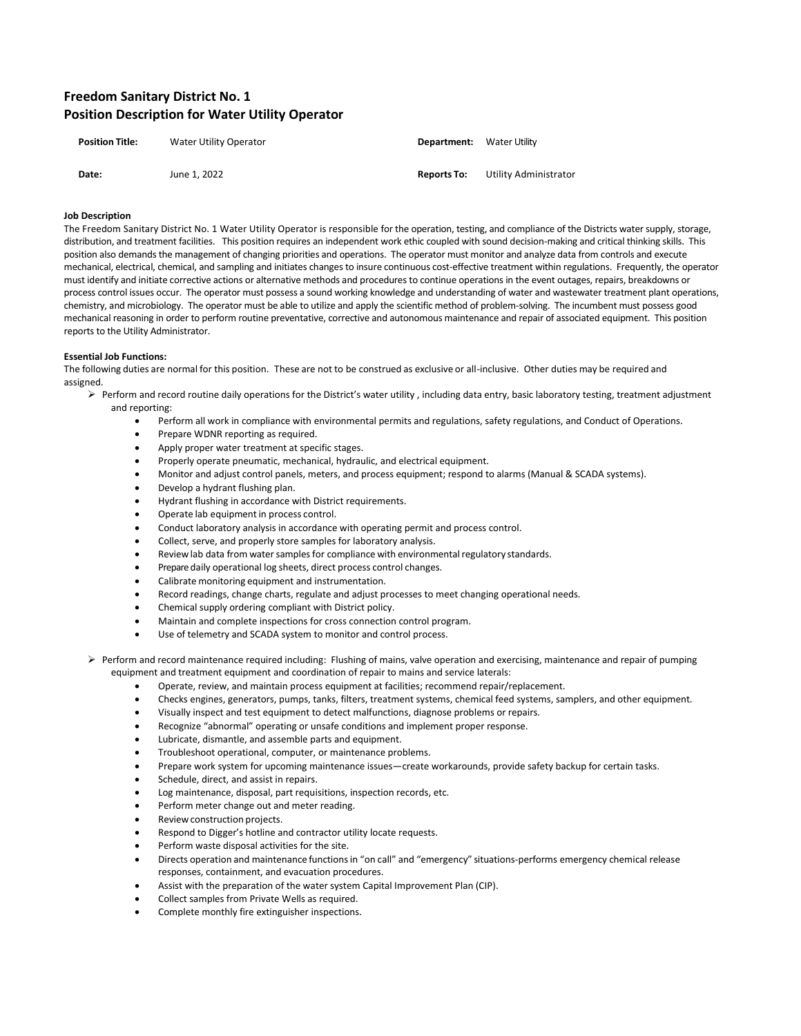## Freedom Sanitary District No. 1
## Position Description for Water Utility Operator

| | | | |
|---|---|---|---|
| **Position Title:** | Water Utility Operator | **Department:** | Water Utility |
| **Date:** | June 1, 2022 | **Reports To:** | Utility Administrator |

**Job Description**

The Freedom Sanitary District No. 1 Water Utility Operator is responsible for the operation, testing, and compliance of the Districts water supply, storage, distribution, and treatment facilities. This position requires an independent work ethic coupled with sound decision-making and critical thinking skills. This position also demands the management of changing priorities and operations. The operator must monitor and analyze data from controls and execute mechanical, electrical, chemical, and sampling and initiates changes to insure continuous cost-effective treatment within regulations. Frequently, the operator must identify and initiate corrective actions or alternative methods and procedures to continue operations in the event outages, repairs, breakdowns or process control issues occur. The operator must possess a sound working knowledge and understanding of water and wastewater treatment plant operations, chemistry, and microbiology. The operator must be able to utilize and apply the scientific method of problem-solving. The incumbent must possess good mechanical reasoning in order to perform routine preventative, corrective and autonomous maintenance and repair of associated equipment. This position reports to the Utility Administrator.

**Essential Job Functions:**

The following duties are normal for this position. These are not to be construed as exclusive or all-inclusive. Other duties may be required and assigned.

- Perform and record routine daily operations for the District's water utility , including data entry, basic laboratory testing, treatment adjustment and reporting:
  - Perform all work in compliance with environmental permits and regulations, safety regulations, and Conduct of Operations.
  - Prepare WDNR reporting as required.
  - Apply proper water treatment at specific stages.
  - Properly operate pneumatic, mechanical, hydraulic, and electrical equipment.
  - Monitor and adjust control panels, meters, and process equipment; respond to alarms (Manual & SCADA systems).
  - Develop a hydrant flushing plan.
  - Hydrant flushing in accordance with District requirements.
  - Operate lab equipment in process control.
  - Conduct laboratory analysis in accordance with operating permit and process control.
  - Collect, serve, and properly store samples for laboratory analysis.
  - Review lab data from water samples for compliance with environmental regulatory standards.
  - Prepare daily operational log sheets, direct process control changes.
  - Calibrate monitoring equipment and instrumentation.
  - Record readings, change charts, regulate and adjust processes to meet changing operational needs.
  - Chemical supply ordering compliant with District policy.
  - Maintain and complete inspections for cross connection control program.
  - Use of telemetry and SCADA system to monitor and control process.

- Perform and record maintenance required including: Flushing of mains, valve operation and exercising, maintenance and repair of pumping equipment and treatment equipment and coordination of repair to mains and service laterals:
  - Operate, review, and maintain process equipment at facilities; recommend repair/replacement.
  - Checks engines, generators, pumps, tanks, filters, treatment systems, chemical feed systems, samplers, and other equipment.
  - Visually inspect and test equipment to detect malfunctions, diagnose problems or repairs.
  - Recognize "abnormal" operating or unsafe conditions and implement proper response.
  - Lubricate, dismantle, and assemble parts and equipment.
  - Troubleshoot operational, computer, or maintenance problems.
  - Prepare work system for upcoming maintenance issues—create workarounds, provide safety backup for certain tasks.
  - Schedule, direct, and assist in repairs.
  - Log maintenance, disposal, part requisitions, inspection records, etc.
  - Perform meter change out and meter reading.
  - Review construction projects.
  - Respond to Digger's hotline and contractor utility locate requests.
  - Perform waste disposal activities for the site.
  - Directs operation and maintenance functions in "on call" and "emergency" situations-performs emergency chemical release responses, containment, and evacuation procedures.
  - Assist with the preparation of the water system Capital Improvement Plan (CIP).
  - Collect samples from Private Wells as required.
  - Complete monthly fire extinguisher inspections.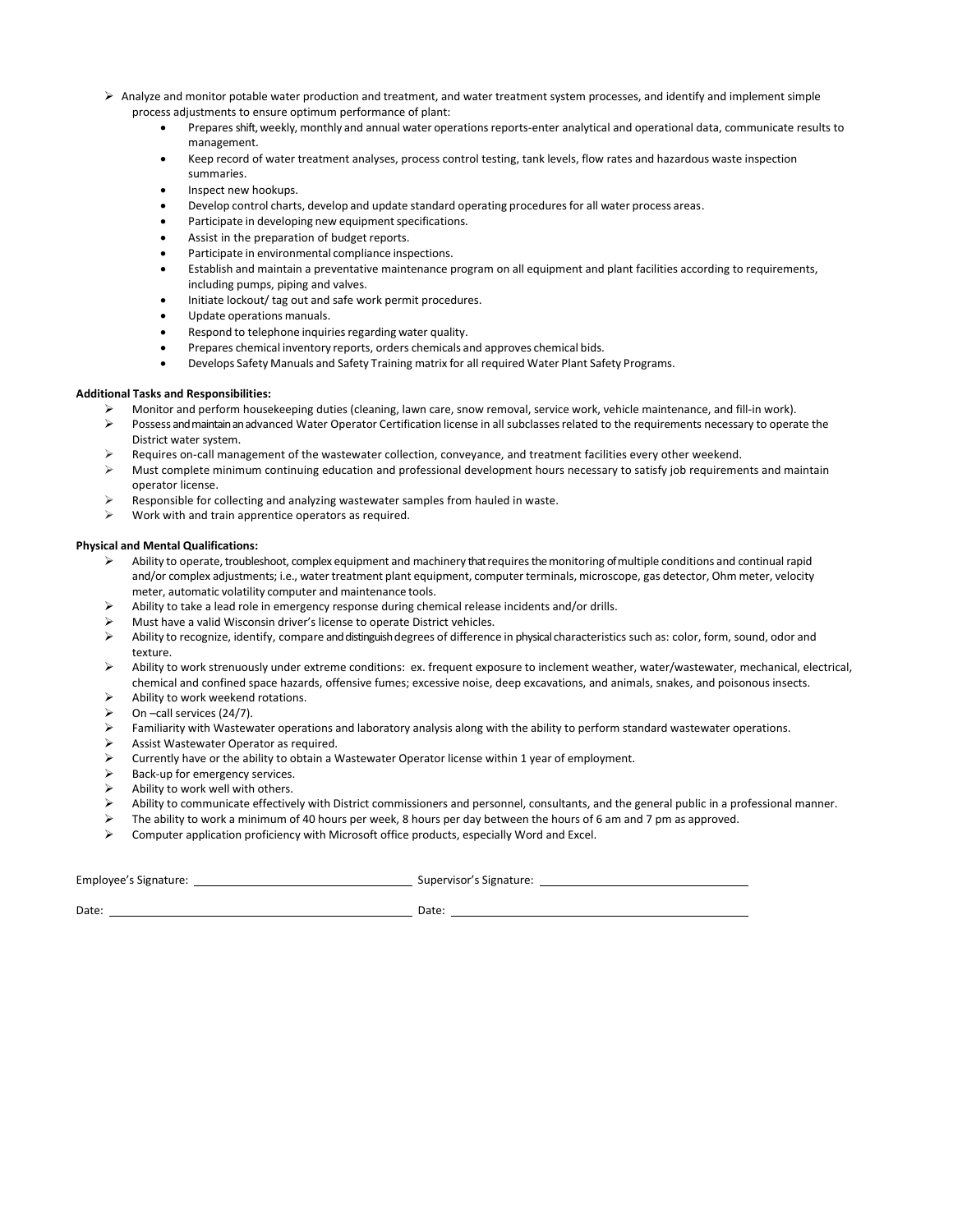- Analyze and monitor potable water production and treatment, and water treatment system processes, and identify and implement simple process adjustments to ensure optimum performance of plant:
  - Prepares shift, weekly, monthly and annual water operations reports-enter analytical and operational data, communicate results to management.
  - Keep record of water treatment analyses, process control testing, tank levels, flow rates and hazardous waste inspection summaries.
  - Inspect new hookups.
  - Develop control charts, develop and update standard operating procedures for all water process areas.
  - Participate in developing new equipment specifications.
  - Assist in the preparation of budget reports.
  - Participate in environmental compliance inspections.
  - Establish and maintain a preventative maintenance program on all equipment and plant facilities according to requirements, including pumps, piping and valves.
  - Initiate lockout/ tag out and safe work permit procedures.
  - Update operations manuals.
  - Respond to telephone inquiries regarding water quality.
  - Prepares chemical inventory reports, orders chemicals and approves chemical bids.
  - Develops Safety Manuals and Safety Training matrix for all required Water Plant Safety Programs.

**Additional Tasks and Responsibilities:**

- Monitor and perform housekeeping duties (cleaning, lawn care, snow removal, service work, vehicle maintenance, and fill-in work).
- Possess and maintain an advanced Water Operator Certification license in all subclasses related to the requirements necessary to operate the District water system.
- Requires on-call management of the wastewater collection, conveyance, and treatment facilities every other weekend.
- Must complete minimum continuing education and professional development hours necessary to satisfy job requirements and maintain operator license.
- Responsible for collecting and analyzing wastewater samples from hauled in waste.
- Work with and train apprentice operators as required.

**Physical and Mental Qualifications:**

- Ability to operate, troubleshoot, complex equipment and machinery that requires the monitoring of multiple conditions and continual rapid and/or complex adjustments; i.e., water treatment plant equipment, computer terminals, microscope, gas detector, Ohm meter, velocity meter, automatic volatility computer and maintenance tools.
- Ability to take a lead role in emergency response during chemical release incidents and/or drills.
- Must have a valid Wisconsin driver's license to operate District vehicles.
- Ability to recognize, identify, compare and distinguish degrees of difference in physical characteristics such as: color, form, sound, odor and texture.
- Ability to work strenuously under extreme conditions: ex. frequent exposure to inclement weather, water/wastewater, mechanical, electrical, chemical and confined space hazards, offensive fumes; excessive noise, deep excavations, and animals, snakes, and poisonous insects.
- Ability to work weekend rotations.
- On –call services (24/7).
- Familiarity with Wastewater operations and laboratory analysis along with the ability to perform standard wastewater operations.
- Assist Wastewater Operator as required.
- Currently have or the ability to obtain a Wastewater Operator license within 1 year of employment.
- Back-up for emergency services.
- Ability to work well with others.
- Ability to communicate effectively with District commissioners and personnel, consultants, and the general public in a professional manner.
- The ability to work a minimum of 40 hours per week, 8 hours per day between the hours of 6 am and 7 pm as approved.
- Computer application proficiency with Microsoft office products, especially Word and Excel.

Employee's Signature: ______________________ Supervisor's Signature: ______________________

Date: ______________________ Date: ______________________